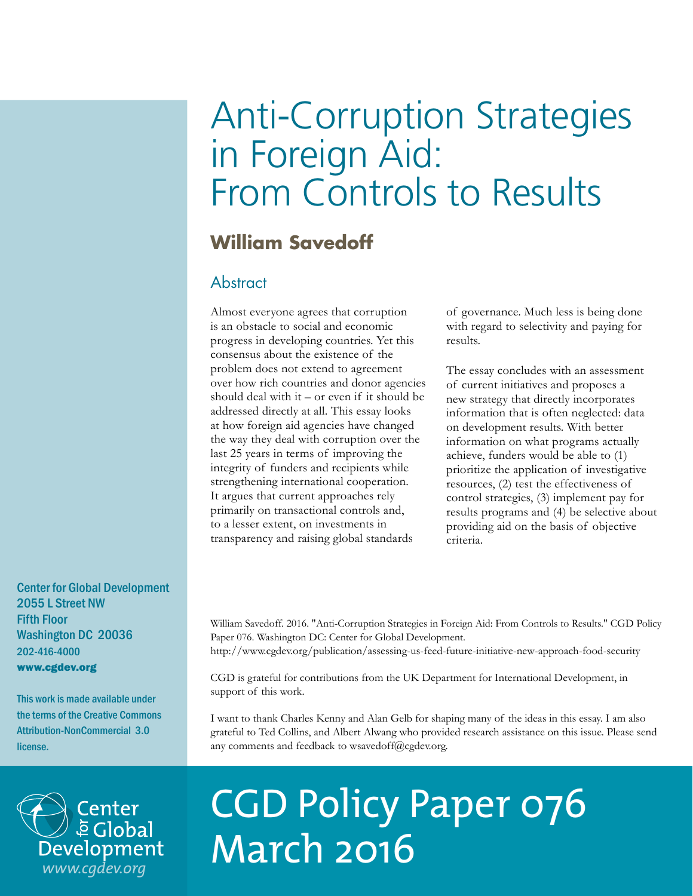# Anti-Corruption Strategies in Foreign Aid: From Controls to Results

**William Savedoff**

## Abstract

Almost everyone agrees that corruption is an obstacle to social and economic progress in developing countries. Yet this consensus about the existence of the problem does not extend to agreement over how rich countries and donor agencies should deal with it – or even if it should be addressed directly at all. This essay looks at how foreign aid agencies have changed the way they deal with corruption over the last 25 years in terms of improving the integrity of funders and recipients while strengthening international cooperation. It argues that current approaches rely primarily on transactional controls and, to a lesser extent, on investments in transparency and raising global standards of governance. Much less is being done with regard to selectivity and paying for results.

The essay concludes with an assessment of current initiatives and proposes a new strategy that directly incorporates information that is often neglected: data on development results. With better information on what programs actually achieve, funders would be able to (1) prioritize the application of investigative resources, (2) test the effectiveness of control strategies, (3) implement pay for results programs and (4) be selective about providing aid on the basis of objective criteria.

Center for Global Development
2055 L Street NW
Fifth Floor
Washington DC 20036
202-416-4000
**www.cgdev.org**

This work is made available under the terms of the Creative Commons Attribution-NonCommercial 3.0 license.

William Savedoff. 2016. "Anti-Corruption Strategies in Foreign Aid: From Controls to Results." CGD Policy Paper 076. Washington DC: Center for Global Development.
http://www.cgdev.org/publication/assessing-us-feed-future-initiative-new-approach-food-security

CGD is grateful for contributions from the UK Department for International Development, in support of this work.

I want to thank Charles Kenny and Alan Gelb for shaping many of the ideas in this essay. I am also grateful to Ted Collins, and Albert Alwang who provided research assistance on this issue. Please send any comments and feedback to wsavedoff@cgdev.org.

Center for Global Development
www.cgdev.org

# CGD Policy Paper 076
# March 2016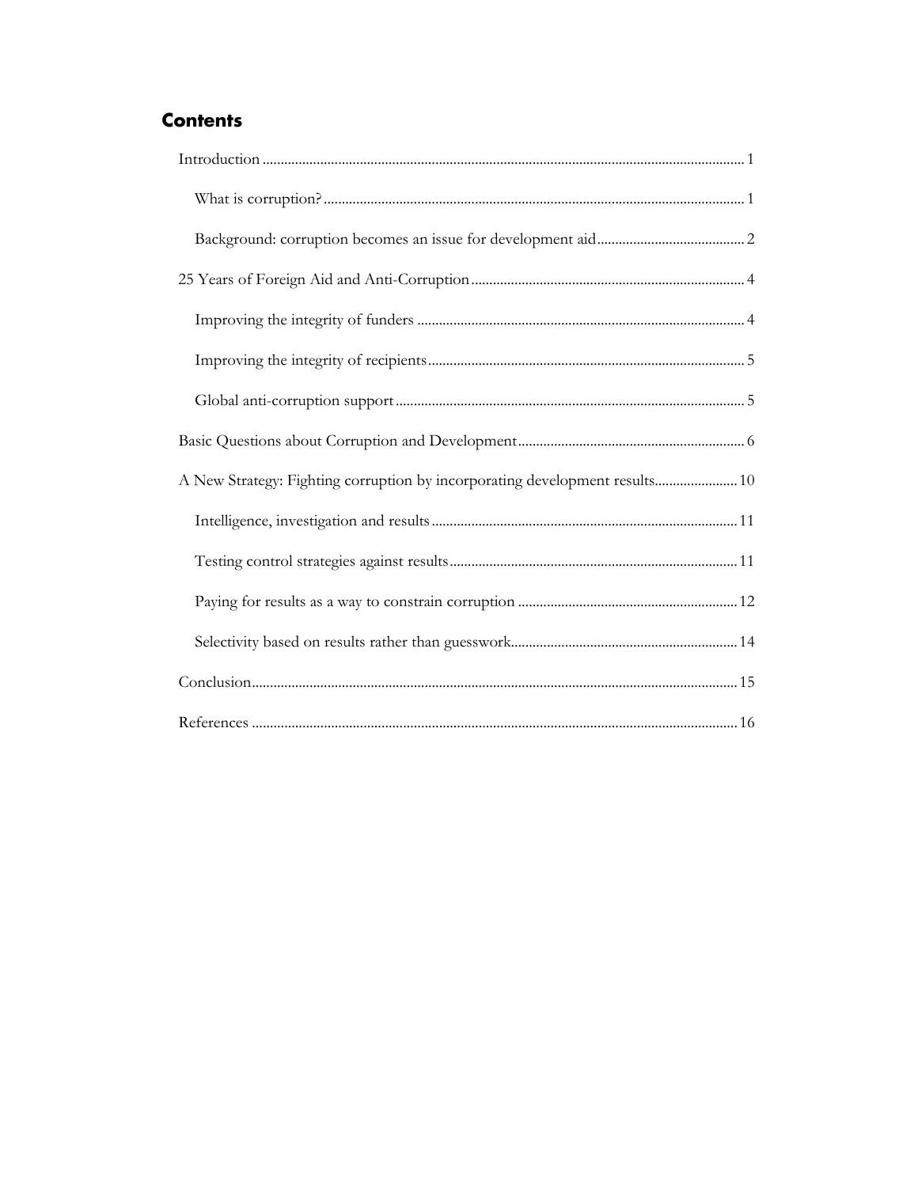## Contents

- Introduction ..... 1
  - What is corruption? ..... 1
  - Background: corruption becomes an issue for development aid ..... 2
- 25 Years of Foreign Aid and Anti-Corruption ..... 4
  - Improving the integrity of funders ..... 4
  - Improving the integrity of recipients ..... 5
  - Global anti-corruption support ..... 5
- Basic Questions about Corruption and Development ..... 6
- A New Strategy: Fighting corruption by incorporating development results ..... 10
  - Intelligence, investigation and results ..... 11
  - Testing control strategies against results ..... 11
  - Paying for results as a way to constrain corruption ..... 12
  - Selectivity based on results rather than guesswork ..... 14
- Conclusion ..... 15
- References ..... 16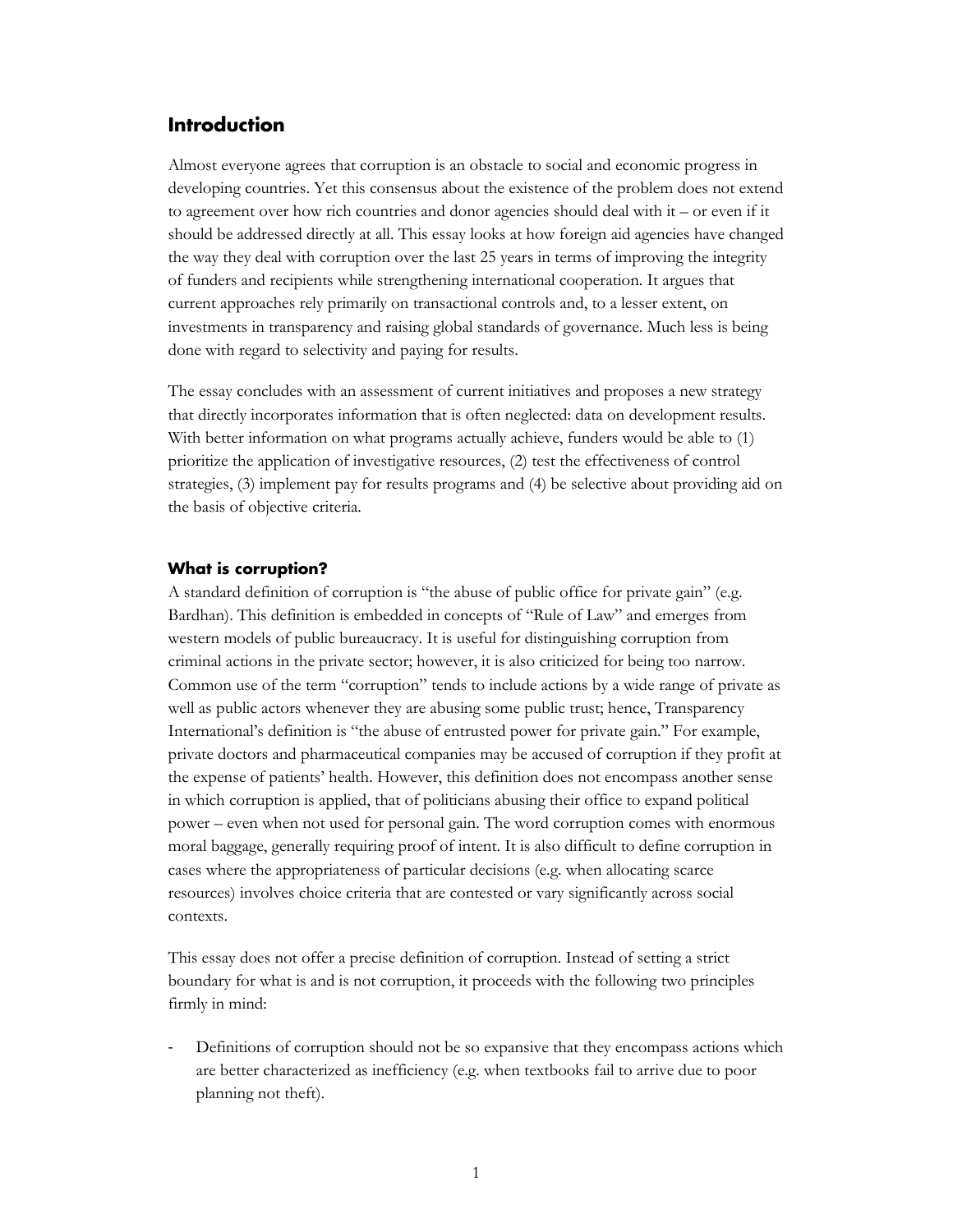## Introduction

Almost everyone agrees that corruption is an obstacle to social and economic progress in developing countries. Yet this consensus about the existence of the problem does not extend to agreement over how rich countries and donor agencies should deal with it – or even if it should be addressed directly at all. This essay looks at how foreign aid agencies have changed the way they deal with corruption over the last 25 years in terms of improving the integrity of funders and recipients while strengthening international cooperation. It argues that current approaches rely primarily on transactional controls and, to a lesser extent, on investments in transparency and raising global standards of governance. Much less is being done with regard to selectivity and paying for results.

The essay concludes with an assessment of current initiatives and proposes a new strategy that directly incorporates information that is often neglected: data on development results. With better information on what programs actually achieve, funders would be able to (1) prioritize the application of investigative resources, (2) test the effectiveness of control strategies, (3) implement pay for results programs and (4) be selective about providing aid on the basis of objective criteria.

### What is corruption?

A standard definition of corruption is "the abuse of public office for private gain" (e.g. Bardhan). This definition is embedded in concepts of "Rule of Law" and emerges from western models of public bureaucracy. It is useful for distinguishing corruption from criminal actions in the private sector; however, it is also criticized for being too narrow. Common use of the term "corruption" tends to include actions by a wide range of private as well as public actors whenever they are abusing some public trust; hence, Transparency International's definition is "the abuse of entrusted power for private gain." For example, private doctors and pharmaceutical companies may be accused of corruption if they profit at the expense of patients' health. However, this definition does not encompass another sense in which corruption is applied, that of politicians abusing their office to expand political power – even when not used for personal gain. The word corruption comes with enormous moral baggage, generally requiring proof of intent. It is also difficult to define corruption in cases where the appropriateness of particular decisions (e.g. when allocating scarce resources) involves choice criteria that are contested or vary significantly across social contexts.

This essay does not offer a precise definition of corruption. Instead of setting a strict boundary for what is and is not corruption, it proceeds with the following two principles firmly in mind:

- Definitions of corruption should not be so expansive that they encompass actions which are better characterized as inefficiency (e.g. when textbooks fail to arrive due to poor planning not theft).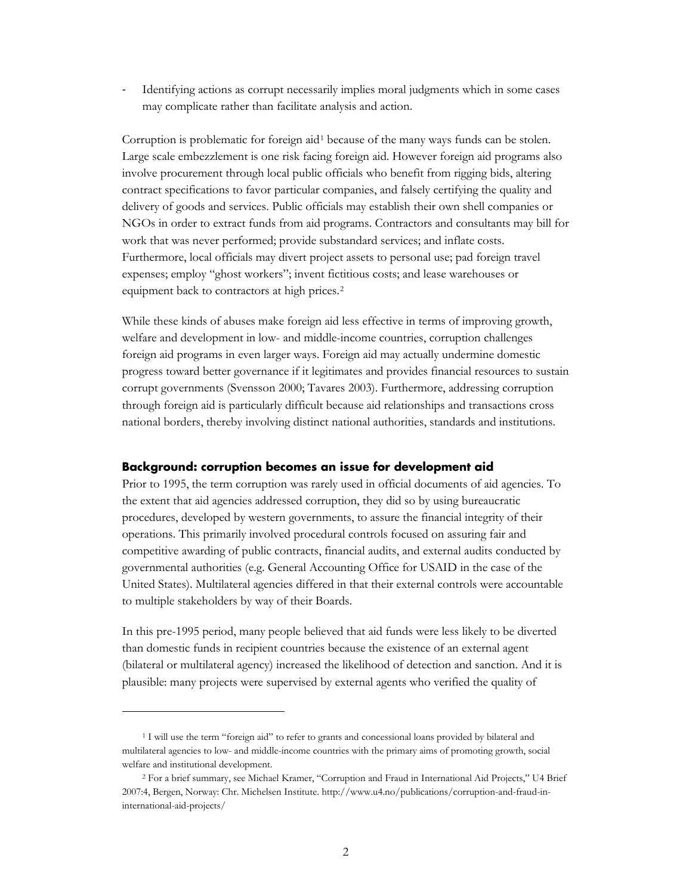- Identifying actions as corrupt necessarily implies moral judgments which in some cases may complicate rather than facilitate analysis and action.

Corruption is problematic for foreign aid[1] because of the many ways funds can be stolen. Large scale embezzlement is one risk facing foreign aid. However foreign aid programs also involve procurement through local public officials who benefit from rigging bids, altering contract specifications to favor particular companies, and falsely certifying the quality and delivery of goods and services. Public officials may establish their own shell companies or NGOs in order to extract funds from aid programs. Contractors and consultants may bill for work that was never performed; provide substandard services; and inflate costs. Furthermore, local officials may divert project assets to personal use; pad foreign travel expenses; employ "ghost workers"; invent fictitious costs; and lease warehouses or equipment back to contractors at high prices.[2]

While these kinds of abuses make foreign aid less effective in terms of improving growth, welfare and development in low- and middle-income countries, corruption challenges foreign aid programs in even larger ways. Foreign aid may actually undermine domestic progress toward better governance if it legitimates and provides financial resources to sustain corrupt governments (Svensson 2000; Tavares 2003). Furthermore, addressing corruption through foreign aid is particularly difficult because aid relationships and transactions cross national borders, thereby involving distinct national authorities, standards and institutions.

## Background: corruption becomes an issue for development aid

Prior to 1995, the term corruption was rarely used in official documents of aid agencies. To the extent that aid agencies addressed corruption, they did so by using bureaucratic procedures, developed by western governments, to assure the financial integrity of their operations. This primarily involved procedural controls focused on assuring fair and competitive awarding of public contracts, financial audits, and external audits conducted by governmental authorities (e.g. General Accounting Office for USAID in the case of the United States). Multilateral agencies differed in that their external controls were accountable to multiple stakeholders by way of their Boards.

In this pre-1995 period, many people believed that aid funds were less likely to be diverted than domestic funds in recipient countries because the existence of an external agent (bilateral or multilateral agency) increased the likelihood of detection and sanction. And it is plausible: many projects were supervised by external agents who verified the quality of

---

[1] I will use the term "foreign aid" to refer to grants and concessional loans provided by bilateral and multilateral agencies to low- and middle-income countries with the primary aims of promoting growth, social welfare and institutional development.

[2] For a brief summary, see Michael Kramer, "Corruption and Fraud in International Aid Projects," U4 Brief 2007:4, Bergen, Norway: Chr. Michelsen Institute. http://www.u4.no/publications/corruption-and-fraud-in-international-aid-projects/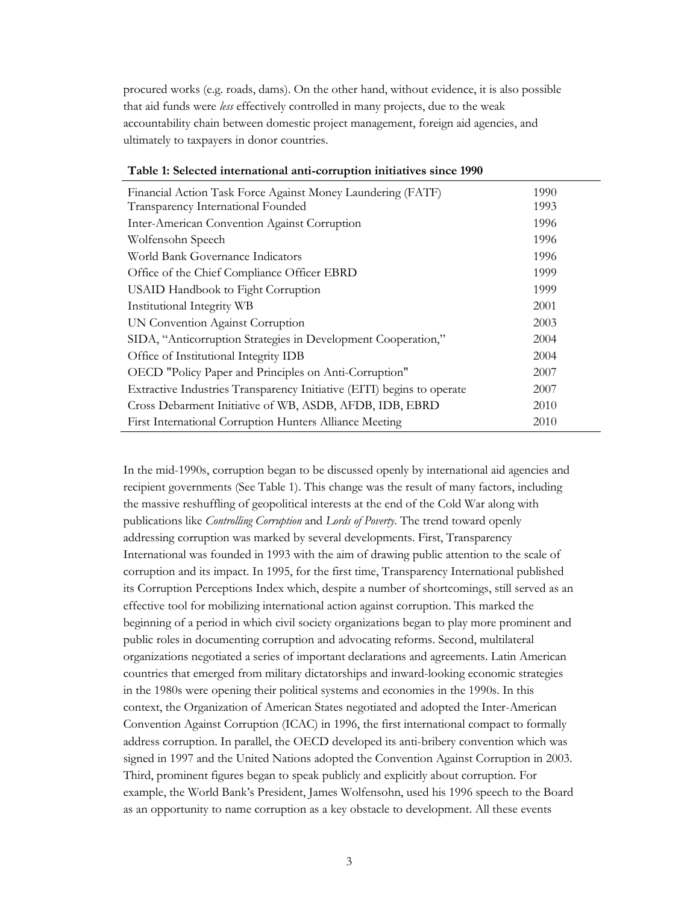procured works (e.g. roads, dams). On the other hand, without evidence, it is also possible that aid funds were *less* effectively controlled in many projects, due to the weak accountability chain between domestic project management, foreign aid agencies, and ultimately to taxpayers in donor countries.

**Table 1: Selected international anti-corruption initiatives since 1990**

| Initiative | Year |
|---|---|
| Financial Action Task Force Against Money Laundering (FATF) | 1990 |
| Transparency International Founded | 1993 |
| Inter-American Convention Against Corruption | 1996 |
| Wolfensohn Speech | 1996 |
| World Bank Governance Indicators | 1996 |
| Office of the Chief Compliance Officer EBRD | 1999 |
| USAID Handbook to Fight Corruption | 1999 |
| Institutional Integrity WB | 2001 |
| UN Convention Against Corruption | 2003 |
| SIDA, "Anticorruption Strategies in Development Cooperation," | 2004 |
| Office of Institutional Integrity IDB | 2004 |
| OECD "Policy Paper and Principles on Anti-Corruption" | 2007 |
| Extractive Industries Transparency Initiative (EITI) begins to operate | 2007 |
| Cross Debarment Initiative of WB, ASDB, AFDB, IDB, EBRD | 2010 |
| First International Corruption Hunters Alliance Meeting | 2010 |

In the mid-1990s, corruption began to be discussed openly by international aid agencies and recipient governments (See Table 1). This change was the result of many factors, including the massive reshuffling of geopolitical interests at the end of the Cold War along with publications like *Controlling Corruption* and *Lords of Poverty*. The trend toward openly addressing corruption was marked by several developments. First, Transparency International was founded in 1993 with the aim of drawing public attention to the scale of corruption and its impact. In 1995, for the first time, Transparency International published its Corruption Perceptions Index which, despite a number of shortcomings, still served as an effective tool for mobilizing international action against corruption. This marked the beginning of a period in which civil society organizations began to play more prominent and public roles in documenting corruption and advocating reforms. Second, multilateral organizations negotiated a series of important declarations and agreements. Latin American countries that emerged from military dictatorships and inward-looking economic strategies in the 1980s were opening their political systems and economies in the 1990s. In this context, the Organization of American States negotiated and adopted the Inter-American Convention Against Corruption (ICAC) in 1996, the first international compact to formally address corruption. In parallel, the OECD developed its anti-bribery convention which was signed in 1997 and the United Nations adopted the Convention Against Corruption in 2003. Third, prominent figures began to speak publicly and explicitly about corruption. For example, the World Bank's President, James Wolfensohn, used his 1996 speech to the Board as an opportunity to name corruption as a key obstacle to development. All these events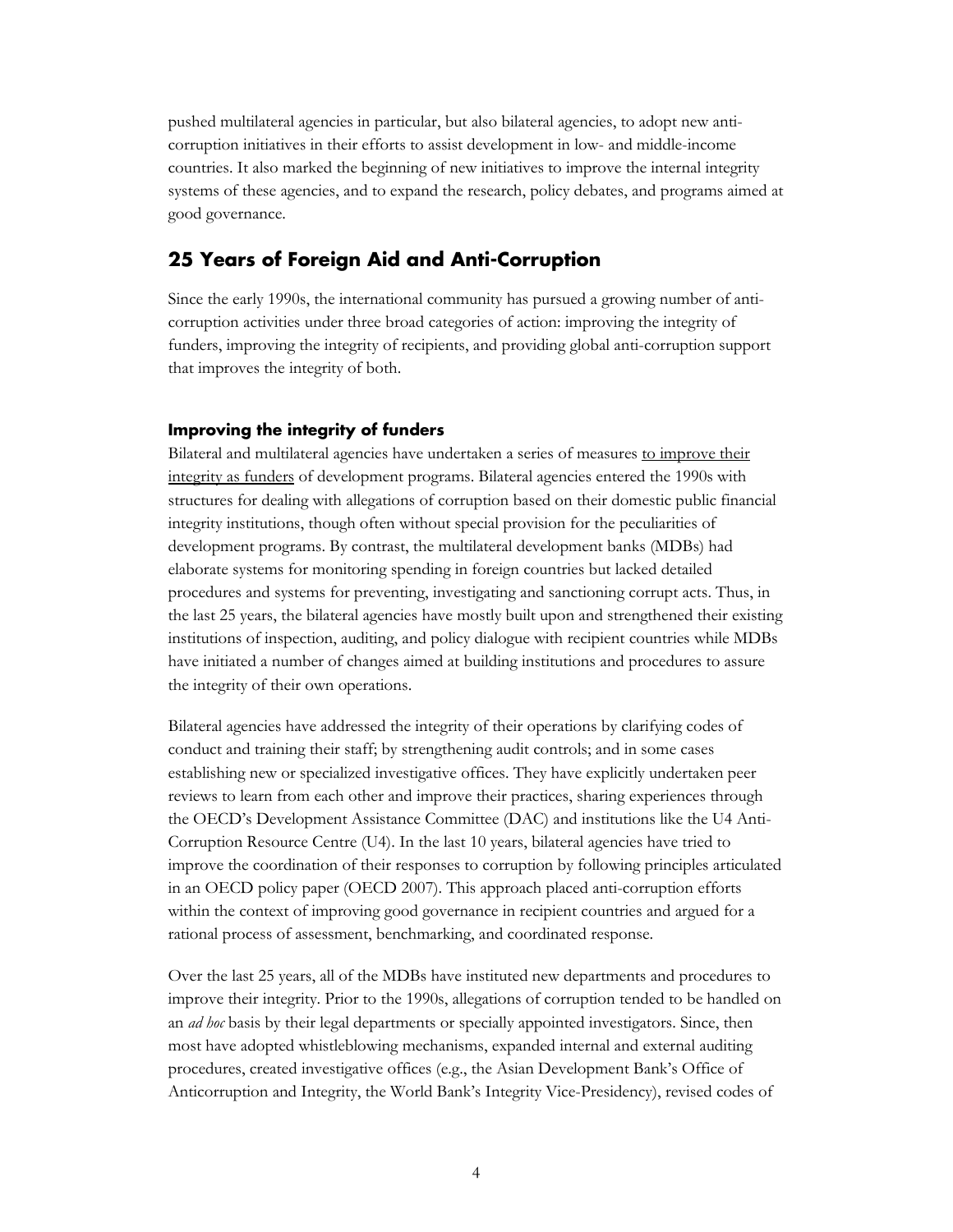pushed multilateral agencies in particular, but also bilateral agencies, to adopt new anti-corruption initiatives in their efforts to assist development in low- and middle-income countries. It also marked the beginning of new initiatives to improve the internal integrity systems of these agencies, and to expand the research, policy debates, and programs aimed at good governance.

## 25 Years of Foreign Aid and Anti-Corruption

Since the early 1990s, the international community has pursued a growing number of anti-corruption activities under three broad categories of action: improving the integrity of funders, improving the integrity of recipients, and providing global anti-corruption support that improves the integrity of both.

### Improving the integrity of funders

Bilateral and multilateral agencies have undertaken a series of measures to improve their integrity as funders of development programs. Bilateral agencies entered the 1990s with structures for dealing with allegations of corruption based on their domestic public financial integrity institutions, though often without special provision for the peculiarities of development programs. By contrast, the multilateral development banks (MDBs) had elaborate systems for monitoring spending in foreign countries but lacked detailed procedures and systems for preventing, investigating and sanctioning corrupt acts. Thus, in the last 25 years, the bilateral agencies have mostly built upon and strengthened their existing institutions of inspection, auditing, and policy dialogue with recipient countries while MDBs have initiated a number of changes aimed at building institutions and procedures to assure the integrity of their own operations.

Bilateral agencies have addressed the integrity of their operations by clarifying codes of conduct and training their staff; by strengthening audit controls; and in some cases establishing new or specialized investigative offices. They have explicitly undertaken peer reviews to learn from each other and improve their practices, sharing experiences through the OECD's Development Assistance Committee (DAC) and institutions like the U4 Anti-Corruption Resource Centre (U4). In the last 10 years, bilateral agencies have tried to improve the coordination of their responses to corruption by following principles articulated in an OECD policy paper (OECD 2007). This approach placed anti-corruption efforts within the context of improving good governance in recipient countries and argued for a rational process of assessment, benchmarking, and coordinated response.

Over the last 25 years, all of the MDBs have instituted new departments and procedures to improve their integrity. Prior to the 1990s, allegations of corruption tended to be handled on an *ad hoc* basis by their legal departments or specially appointed investigators. Since, then most have adopted whistleblowing mechanisms, expanded internal and external auditing procedures, created investigative offices (e.g., the Asian Development Bank's Office of Anticorruption and Integrity, the World Bank's Integrity Vice-Presidency), revised codes of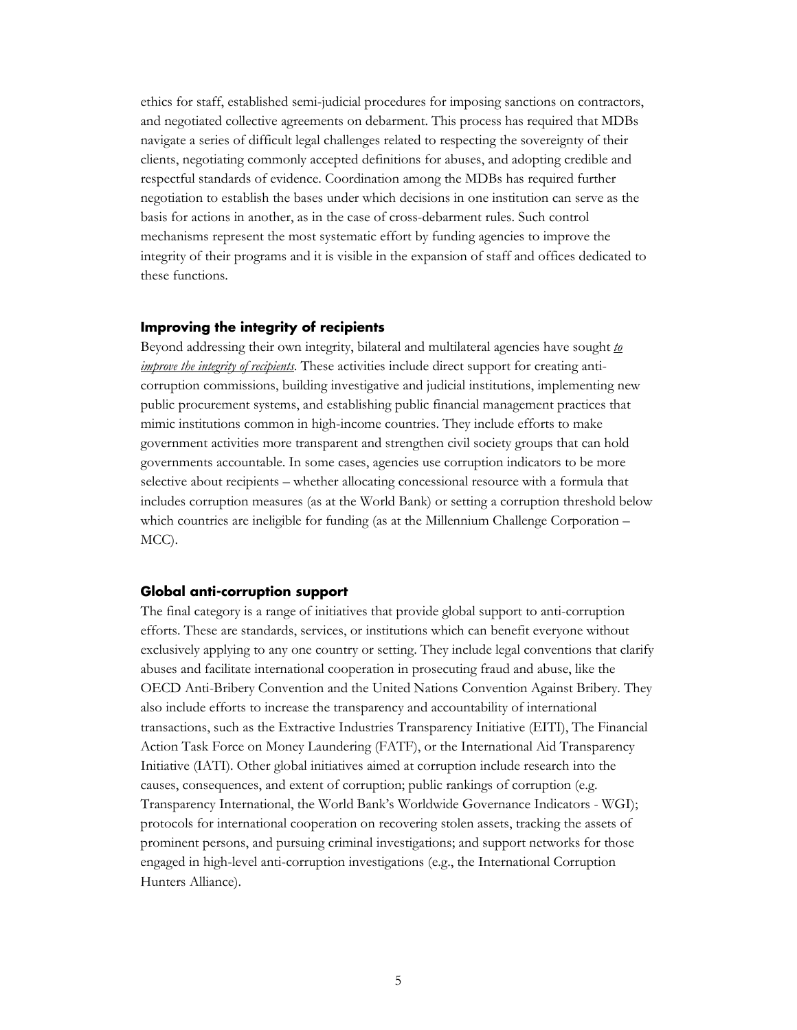ethics for staff, established semi-judicial procedures for imposing sanctions on contractors, and negotiated collective agreements on debarment. This process has required that MDBs navigate a series of difficult legal challenges related to respecting the sovereignty of their clients, negotiating commonly accepted definitions for abuses, and adopting credible and respectful standards of evidence. Coordination among the MDBs has required further negotiation to establish the bases under which decisions in one institution can serve as the basis for actions in another, as in the case of cross-debarment rules. Such control mechanisms represent the most systematic effort by funding agencies to improve the integrity of their programs and it is visible in the expansion of staff and offices dedicated to these functions.

### Improving the integrity of recipients

Beyond addressing their own integrity, bilateral and multilateral agencies have sought *to improve the integrity of recipients*. These activities include direct support for creating anti-corruption commissions, building investigative and judicial institutions, implementing new public procurement systems, and establishing public financial management practices that mimic institutions common in high-income countries. They include efforts to make government activities more transparent and strengthen civil society groups that can hold governments accountable. In some cases, agencies use corruption indicators to be more selective about recipients – whether allocating concessional resource with a formula that includes corruption measures (as at the World Bank) or setting a corruption threshold below which countries are ineligible for funding (as at the Millennium Challenge Corporation – MCC).

### Global anti-corruption support

The final category is a range of initiatives that provide global support to anti-corruption efforts. These are standards, services, or institutions which can benefit everyone without exclusively applying to any one country or setting. They include legal conventions that clarify abuses and facilitate international cooperation in prosecuting fraud and abuse, like the OECD Anti-Bribery Convention and the United Nations Convention Against Bribery. They also include efforts to increase the transparency and accountability of international transactions, such as the Extractive Industries Transparency Initiative (EITI), The Financial Action Task Force on Money Laundering (FATF), or the International Aid Transparency Initiative (IATI). Other global initiatives aimed at corruption include research into the causes, consequences, and extent of corruption; public rankings of corruption (e.g. Transparency International, the World Bank's Worldwide Governance Indicators - WGI); protocols for international cooperation on recovering stolen assets, tracking the assets of prominent persons, and pursuing criminal investigations; and support networks for those engaged in high-level anti-corruption investigations (e.g., the International Corruption Hunters Alliance).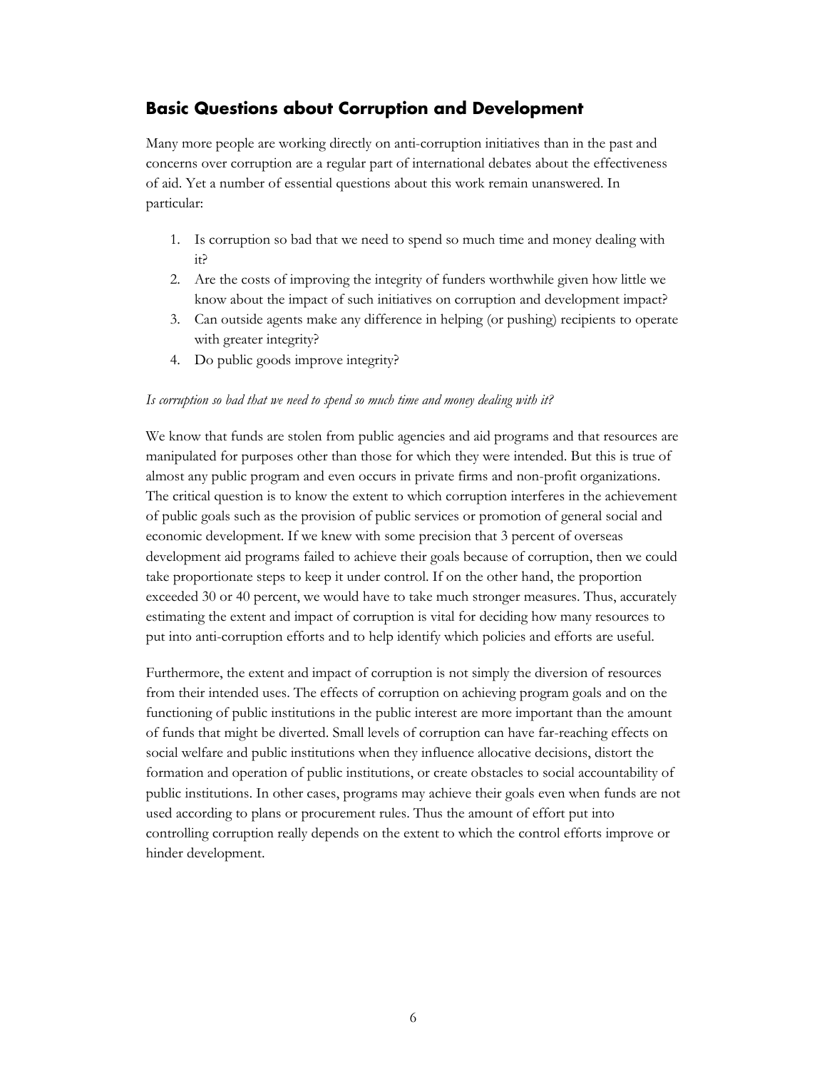## Basic Questions about Corruption and Development

Many more people are working directly on anti-corruption initiatives than in the past and concerns over corruption are a regular part of international debates about the effectiveness of aid. Yet a number of essential questions about this work remain unanswered. In particular:

1. Is corruption so bad that we need to spend so much time and money dealing with it?
2. Are the costs of improving the integrity of funders worthwhile given how little we know about the impact of such initiatives on corruption and development impact?
3. Can outside agents make any difference in helping (or pushing) recipients to operate with greater integrity?
4. Do public goods improve integrity?

*Is corruption so bad that we need to spend so much time and money dealing with it?*

We know that funds are stolen from public agencies and aid programs and that resources are manipulated for purposes other than those for which they were intended. But this is true of almost any public program and even occurs in private firms and non-profit organizations. The critical question is to know the extent to which corruption interferes in the achievement of public goals such as the provision of public services or promotion of general social and economic development. If we knew with some precision that 3 percent of overseas development aid programs failed to achieve their goals because of corruption, then we could take proportionate steps to keep it under control. If on the other hand, the proportion exceeded 30 or 40 percent, we would have to take much stronger measures. Thus, accurately estimating the extent and impact of corruption is vital for deciding how many resources to put into anti-corruption efforts and to help identify which policies and efforts are useful.

Furthermore, the extent and impact of corruption is not simply the diversion of resources from their intended uses. The effects of corruption on achieving program goals and on the functioning of public institutions in the public interest are more important than the amount of funds that might be diverted. Small levels of corruption can have far-reaching effects on social welfare and public institutions when they influence allocative decisions, distort the formation and operation of public institutions, or create obstacles to social accountability of public institutions. In other cases, programs may achieve their goals even when funds are not used according to plans or procurement rules. Thus the amount of effort put into controlling corruption really depends on the extent to which the control efforts improve or hinder development.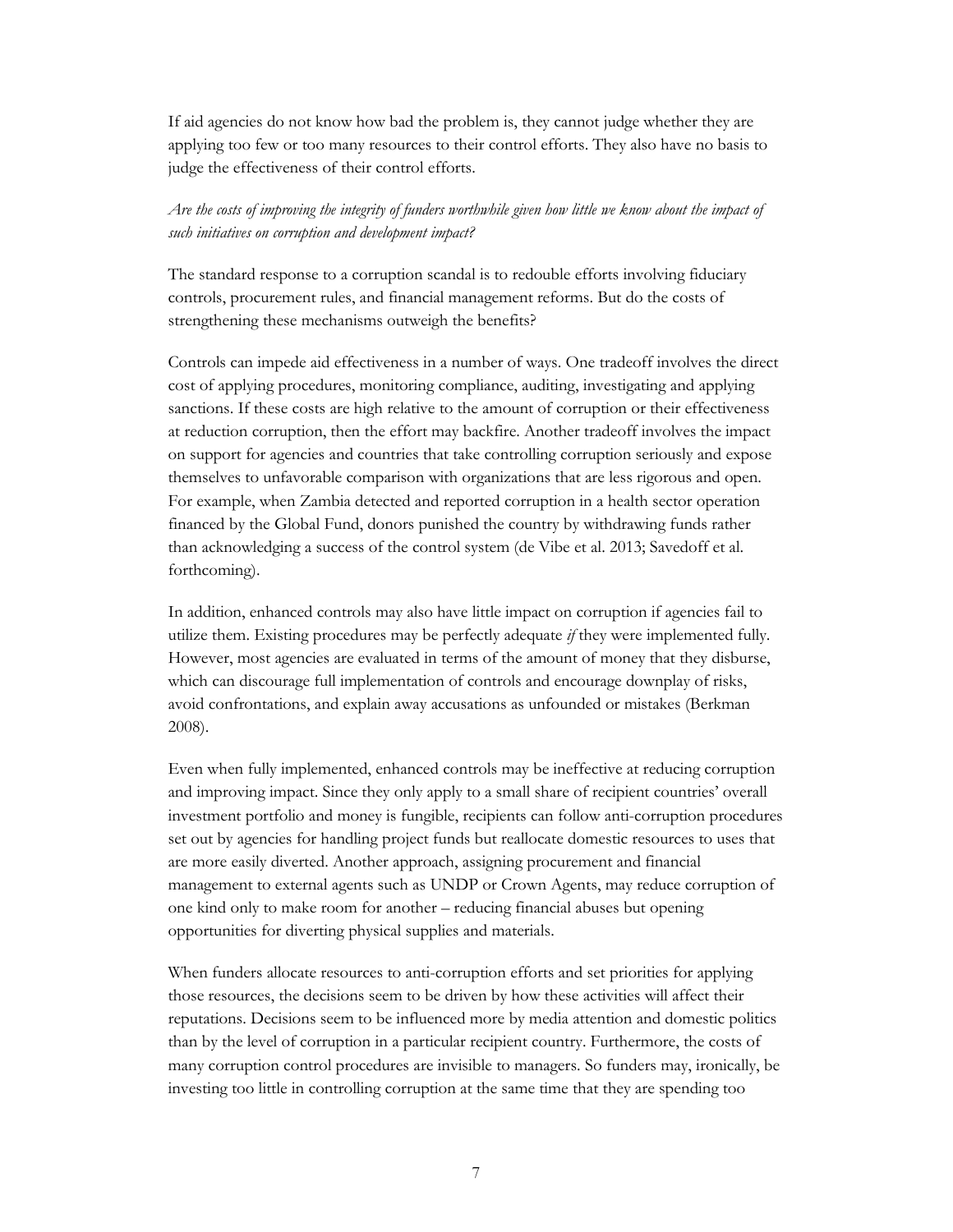If aid agencies do not know how bad the problem is, they cannot judge whether they are applying too few or too many resources to their control efforts. They also have no basis to judge the effectiveness of their control efforts.

*Are the costs of improving the integrity of funders worthwhile given how little we know about the impact of such initiatives on corruption and development impact?*

The standard response to a corruption scandal is to redouble efforts involving fiduciary controls, procurement rules, and financial management reforms. But do the costs of strengthening these mechanisms outweigh the benefits?

Controls can impede aid effectiveness in a number of ways. One tradeoff involves the direct cost of applying procedures, monitoring compliance, auditing, investigating and applying sanctions. If these costs are high relative to the amount of corruption or their effectiveness at reduction corruption, then the effort may backfire. Another tradeoff involves the impact on support for agencies and countries that take controlling corruption seriously and expose themselves to unfavorable comparison with organizations that are less rigorous and open. For example, when Zambia detected and reported corruption in a health sector operation financed by the Global Fund, donors punished the country by withdrawing funds rather than acknowledging a success of the control system (de Vibe et al. 2013; Savedoff et al. forthcoming).

In addition, enhanced controls may also have little impact on corruption if agencies fail to utilize them. Existing procedures may be perfectly adequate *if* they were implemented fully. However, most agencies are evaluated in terms of the amount of money that they disburse, which can discourage full implementation of controls and encourage downplay of risks, avoid confrontations, and explain away accusations as unfounded or mistakes (Berkman 2008).

Even when fully implemented, enhanced controls may be ineffective at reducing corruption and improving impact. Since they only apply to a small share of recipient countries' overall investment portfolio and money is fungible, recipients can follow anti-corruption procedures set out by agencies for handling project funds but reallocate domestic resources to uses that are more easily diverted. Another approach, assigning procurement and financial management to external agents such as UNDP or Crown Agents, may reduce corruption of one kind only to make room for another – reducing financial abuses but opening opportunities for diverting physical supplies and materials.

When funders allocate resources to anti-corruption efforts and set priorities for applying those resources, the decisions seem to be driven by how these activities will affect their reputations. Decisions seem to be influenced more by media attention and domestic politics than by the level of corruption in a particular recipient country. Furthermore, the costs of many corruption control procedures are invisible to managers. So funders may, ironically, be investing too little in controlling corruption at the same time that they are spending too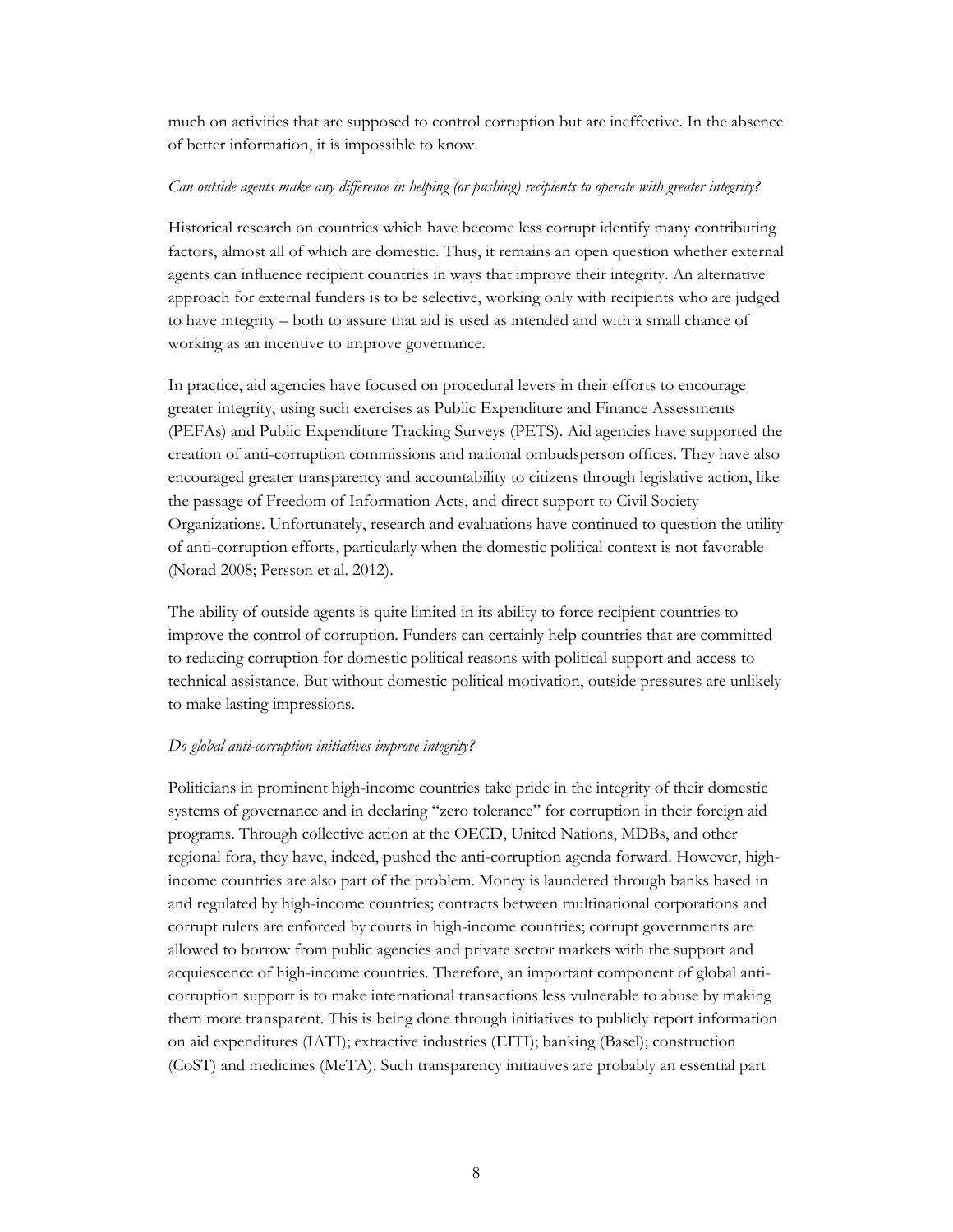much on activities that are supposed to control corruption but are ineffective. In the absence of better information, it is impossible to know.

*Can outside agents make any difference in helping (or pushing) recipients to operate with greater integrity?*

Historical research on countries which have become less corrupt identify many contributing factors, almost all of which are domestic. Thus, it remains an open question whether external agents can influence recipient countries in ways that improve their integrity. An alternative approach for external funders is to be selective, working only with recipients who are judged to have integrity – both to assure that aid is used as intended and with a small chance of working as an incentive to improve governance.

In practice, aid agencies have focused on procedural levers in their efforts to encourage greater integrity, using such exercises as Public Expenditure and Finance Assessments (PEFAs) and Public Expenditure Tracking Surveys (PETS). Aid agencies have supported the creation of anti-corruption commissions and national ombudsperson offices. They have also encouraged greater transparency and accountability to citizens through legislative action, like the passage of Freedom of Information Acts, and direct support to Civil Society Organizations. Unfortunately, research and evaluations have continued to question the utility of anti-corruption efforts, particularly when the domestic political context is not favorable (Norad 2008; Persson et al. 2012).

The ability of outside agents is quite limited in its ability to force recipient countries to improve the control of corruption. Funders can certainly help countries that are committed to reducing corruption for domestic political reasons with political support and access to technical assistance. But without domestic political motivation, outside pressures are unlikely to make lasting impressions.

*Do global anti-corruption initiatives improve integrity?*

Politicians in prominent high-income countries take pride in the integrity of their domestic systems of governance and in declaring "zero tolerance" for corruption in their foreign aid programs. Through collective action at the OECD, United Nations, MDBs, and other regional fora, they have, indeed, pushed the anti-corruption agenda forward. However, high-income countries are also part of the problem. Money is laundered through banks based in and regulated by high-income countries; contracts between multinational corporations and corrupt rulers are enforced by courts in high-income countries; corrupt governments are allowed to borrow from public agencies and private sector markets with the support and acquiescence of high-income countries. Therefore, an important component of global anti-corruption support is to make international transactions less vulnerable to abuse by making them more transparent. This is being done through initiatives to publicly report information on aid expenditures (IATI); extractive industries (EITI); banking (Basel); construction (CoST) and medicines (MeTA). Such transparency initiatives are probably an essential part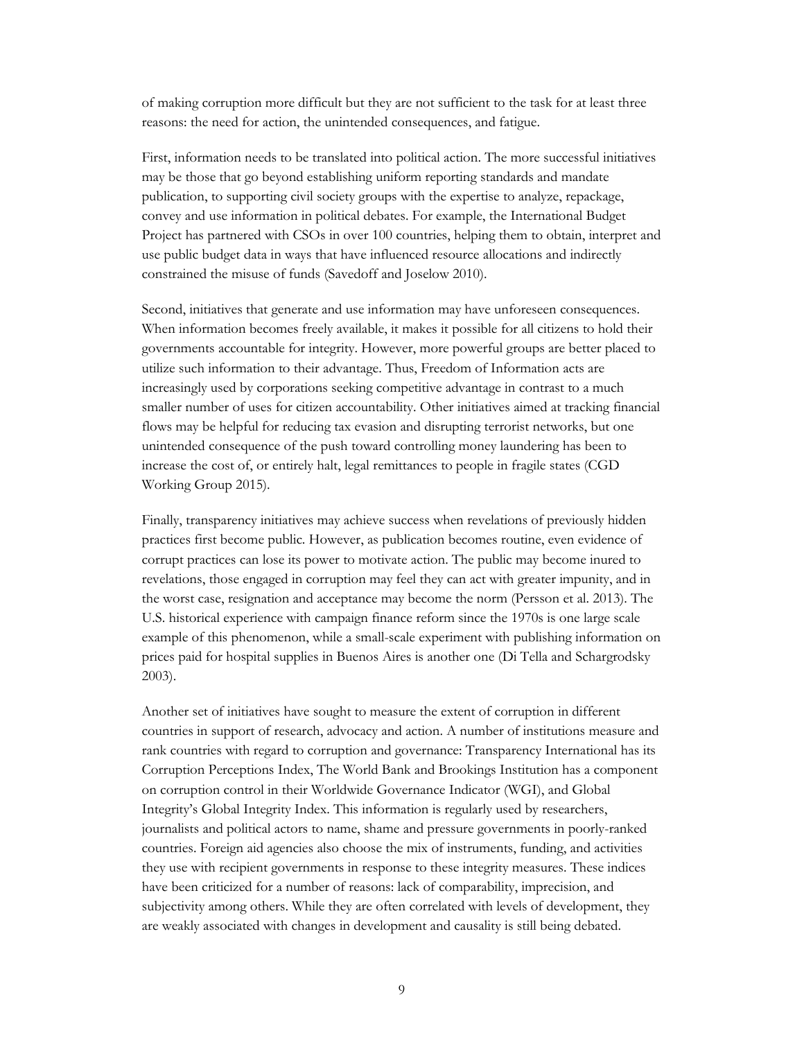of making corruption more difficult but they are not sufficient to the task for at least three reasons: the need for action, the unintended consequences, and fatigue.

First, information needs to be translated into political action. The more successful initiatives may be those that go beyond establishing uniform reporting standards and mandate publication, to supporting civil society groups with the expertise to analyze, repackage, convey and use information in political debates. For example, the International Budget Project has partnered with CSOs in over 100 countries, helping them to obtain, interpret and use public budget data in ways that have influenced resource allocations and indirectly constrained the misuse of funds (Savedoff and Joselow 2010).

Second, initiatives that generate and use information may have unforeseen consequences. When information becomes freely available, it makes it possible for all citizens to hold their governments accountable for integrity. However, more powerful groups are better placed to utilize such information to their advantage. Thus, Freedom of Information acts are increasingly used by corporations seeking competitive advantage in contrast to a much smaller number of uses for citizen accountability. Other initiatives aimed at tracking financial flows may be helpful for reducing tax evasion and disrupting terrorist networks, but one unintended consequence of the push toward controlling money laundering has been to increase the cost of, or entirely halt, legal remittances to people in fragile states (CGD Working Group 2015).

Finally, transparency initiatives may achieve success when revelations of previously hidden practices first become public. However, as publication becomes routine, even evidence of corrupt practices can lose its power to motivate action. The public may become inured to revelations, those engaged in corruption may feel they can act with greater impunity, and in the worst case, resignation and acceptance may become the norm (Persson et al. 2013). The U.S. historical experience with campaign finance reform since the 1970s is one large scale example of this phenomenon, while a small-scale experiment with publishing information on prices paid for hospital supplies in Buenos Aires is another one (Di Tella and Schargrodsky 2003).

Another set of initiatives have sought to measure the extent of corruption in different countries in support of research, advocacy and action. A number of institutions measure and rank countries with regard to corruption and governance: Transparency International has its Corruption Perceptions Index, The World Bank and Brookings Institution has a component on corruption control in their Worldwide Governance Indicator (WGI), and Global Integrity's Global Integrity Index. This information is regularly used by researchers, journalists and political actors to name, shame and pressure governments in poorly-ranked countries. Foreign aid agencies also choose the mix of instruments, funding, and activities they use with recipient governments in response to these integrity measures. These indices have been criticized for a number of reasons: lack of comparability, imprecision, and subjectivity among others. While they are often correlated with levels of development, they are weakly associated with changes in development and causality is still being debated.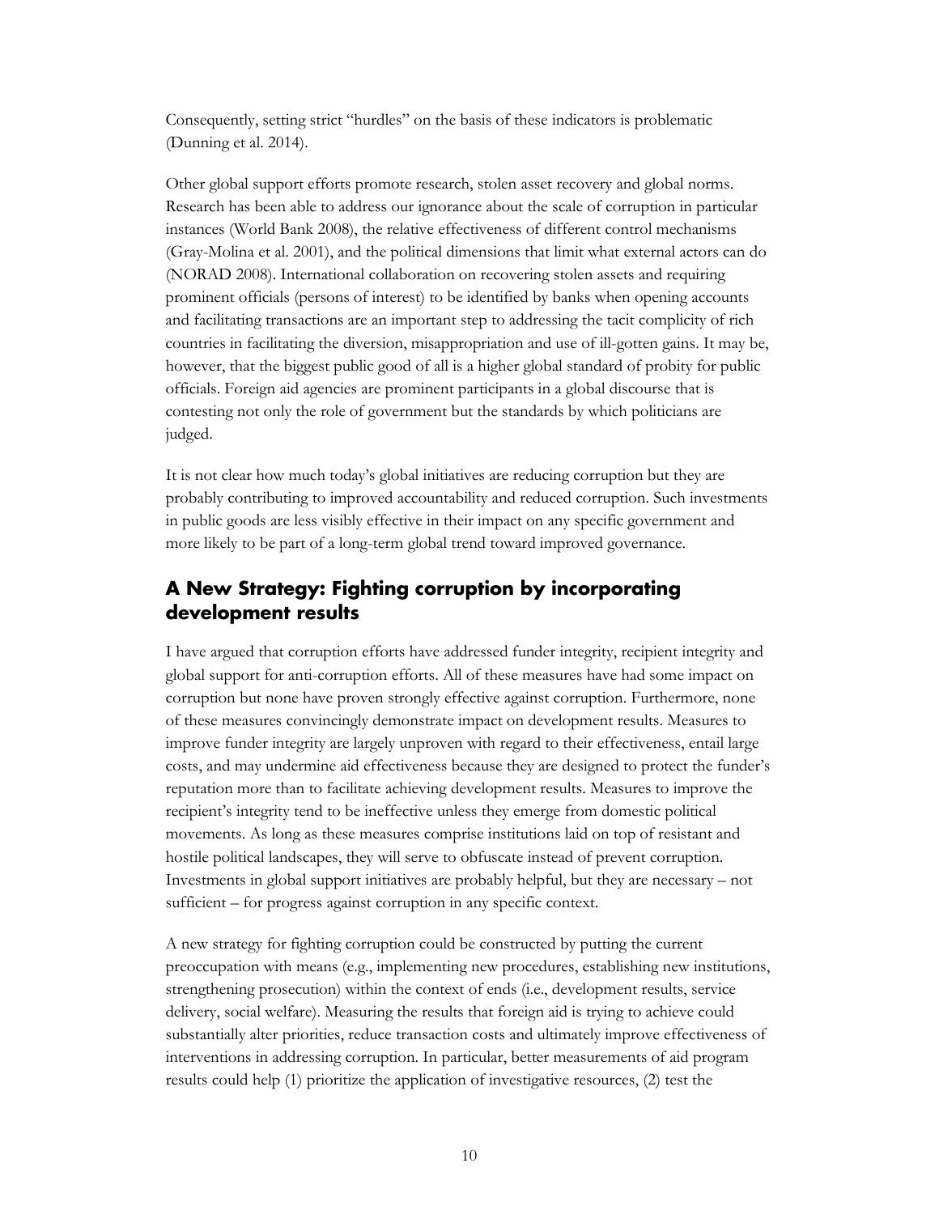Consequently, setting strict "hurdles" on the basis of these indicators is problematic (Dunning et al. 2014).

Other global support efforts promote research, stolen asset recovery and global norms. Research has been able to address our ignorance about the scale of corruption in particular instances (World Bank 2008), the relative effectiveness of different control mechanisms (Gray-Molina et al. 2001), and the political dimensions that limit what external actors can do (NORAD 2008). International collaboration on recovering stolen assets and requiring prominent officials (persons of interest) to be identified by banks when opening accounts and facilitating transactions are an important step to addressing the tacit complicity of rich countries in facilitating the diversion, misappropriation and use of ill-gotten gains. It may be, however, that the biggest public good of all is a higher global standard of probity for public officials. Foreign aid agencies are prominent participants in a global discourse that is contesting not only the role of government but the standards by which politicians are judged.

It is not clear how much today's global initiatives are reducing corruption but they are probably contributing to improved accountability and reduced corruption. Such investments in public goods are less visibly effective in their impact on any specific government and more likely to be part of a long-term global trend toward improved governance.

## A New Strategy: Fighting corruption by incorporating development results

I have argued that corruption efforts have addressed funder integrity, recipient integrity and global support for anti-corruption efforts. All of these measures have had some impact on corruption but none have proven strongly effective against corruption. Furthermore, none of these measures convincingly demonstrate impact on development results. Measures to improve funder integrity are largely unproven with regard to their effectiveness, entail large costs, and may undermine aid effectiveness because they are designed to protect the funder's reputation more than to facilitate achieving development results. Measures to improve the recipient's integrity tend to be ineffective unless they emerge from domestic political movements. As long as these measures comprise institutions laid on top of resistant and hostile political landscapes, they will serve to obfuscate instead of prevent corruption. Investments in global support initiatives are probably helpful, but they are necessary – not sufficient – for progress against corruption in any specific context.

A new strategy for fighting corruption could be constructed by putting the current preoccupation with means (e.g., implementing new procedures, establishing new institutions, strengthening prosecution) within the context of ends (i.e., development results, service delivery, social welfare). Measuring the results that foreign aid is trying to achieve could substantially alter priorities, reduce transaction costs and ultimately improve effectiveness of interventions in addressing corruption. In particular, better measurements of aid program results could help (1) prioritize the application of investigative resources, (2) test the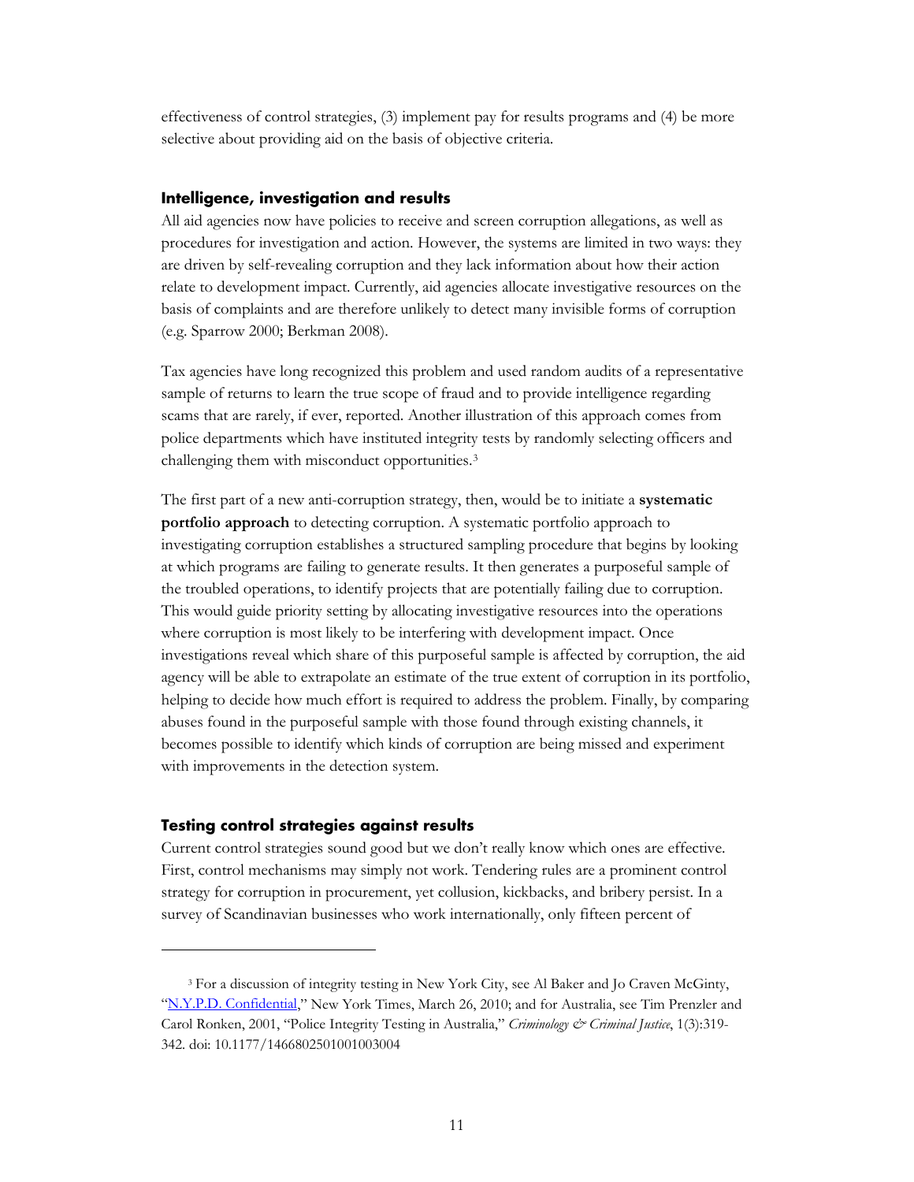effectiveness of control strategies, (3) implement pay for results programs and (4) be more selective about providing aid on the basis of objective criteria.

### Intelligence, investigation and results

All aid agencies now have policies to receive and screen corruption allegations, as well as procedures for investigation and action. However, the systems are limited in two ways: they are driven by self-revealing corruption and they lack information about how their action relate to development impact. Currently, aid agencies allocate investigative resources on the basis of complaints and are therefore unlikely to detect many invisible forms of corruption (e.g. Sparrow 2000; Berkman 2008).

Tax agencies have long recognized this problem and used random audits of a representative sample of returns to learn the true scope of fraud and to provide intelligence regarding scams that are rarely, if ever, reported. Another illustration of this approach comes from police departments which have instituted integrity tests by randomly selecting officers and challenging them with misconduct opportunities.[3]

The first part of a new anti-corruption strategy, then, would be to initiate a **systematic portfolio approach** to detecting corruption. A systematic portfolio approach to investigating corruption establishes a structured sampling procedure that begins by looking at which programs are failing to generate results. It then generates a purposeful sample of the troubled operations, to identify projects that are potentially failing due to corruption. This would guide priority setting by allocating investigative resources into the operations where corruption is most likely to be interfering with development impact. Once investigations reveal which share of this purposeful sample is affected by corruption, the aid agency will be able to extrapolate an estimate of the true extent of corruption in its portfolio, helping to decide how much effort is required to address the problem. Finally, by comparing abuses found in the purposeful sample with those found through existing channels, it becomes possible to identify which kinds of corruption are being missed and experiment with improvements in the detection system.

### Testing control strategies against results

Current control strategies sound good but we don't really know which ones are effective. First, control mechanisms may simply not work. Tendering rules are a prominent control strategy for corruption in procurement, yet collusion, kickbacks, and bribery persist. In a survey of Scandinavian businesses who work internationally, only fifteen percent of

---

[3] For a discussion of integrity testing in New York City, see Al Baker and Jo Craven McGinty, "N.Y.P.D. Confidential," New York Times, March 26, 2010; and for Australia, see Tim Prenzler and Carol Ronken, 2001, "Police Integrity Testing in Australia," *Criminology & Criminal Justice*, 1(3):319-342. doi: 10.1177/1466802501001003004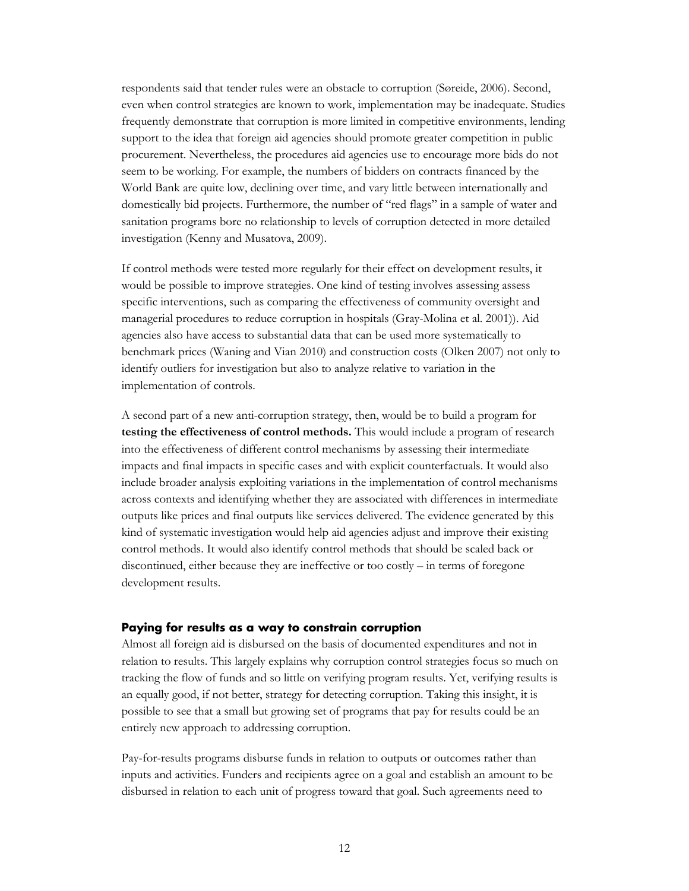respondents said that tender rules were an obstacle to corruption (Søreide, 2006). Second, even when control strategies are known to work, implementation may be inadequate. Studies frequently demonstrate that corruption is more limited in competitive environments, lending support to the idea that foreign aid agencies should promote greater competition in public procurement. Nevertheless, the procedures aid agencies use to encourage more bids do not seem to be working. For example, the numbers of bidders on contracts financed by the World Bank are quite low, declining over time, and vary little between internationally and domestically bid projects. Furthermore, the number of "red flags" in a sample of water and sanitation programs bore no relationship to levels of corruption detected in more detailed investigation (Kenny and Musatova, 2009).

If control methods were tested more regularly for their effect on development results, it would be possible to improve strategies. One kind of testing involves assessing assess specific interventions, such as comparing the effectiveness of community oversight and managerial procedures to reduce corruption in hospitals (Gray-Molina et al. 2001)). Aid agencies also have access to substantial data that can be used more systematically to benchmark prices (Waning and Vian 2010) and construction costs (Olken 2007) not only to identify outliers for investigation but also to analyze relative to variation in the implementation of controls.

A second part of a new anti-corruption strategy, then, would be to build a program for **testing the effectiveness of control methods.** This would include a program of research into the effectiveness of different control mechanisms by assessing their intermediate impacts and final impacts in specific cases and with explicit counterfactuals. It would also include broader analysis exploiting variations in the implementation of control mechanisms across contexts and identifying whether they are associated with differences in intermediate outputs like prices and final outputs like services delivered. The evidence generated by this kind of systematic investigation would help aid agencies adjust and improve their existing control methods. It would also identify control methods that should be scaled back or discontinued, either because they are ineffective or too costly – in terms of foregone development results.

### Paying for results as a way to constrain corruption

Almost all foreign aid is disbursed on the basis of documented expenditures and not in relation to results. This largely explains why corruption control strategies focus so much on tracking the flow of funds and so little on verifying program results. Yet, verifying results is an equally good, if not better, strategy for detecting corruption. Taking this insight, it is possible to see that a small but growing set of programs that pay for results could be an entirely new approach to addressing corruption.

Pay-for-results programs disburse funds in relation to outputs or outcomes rather than inputs and activities. Funders and recipients agree on a goal and establish an amount to be disbursed in relation to each unit of progress toward that goal. Such agreements need to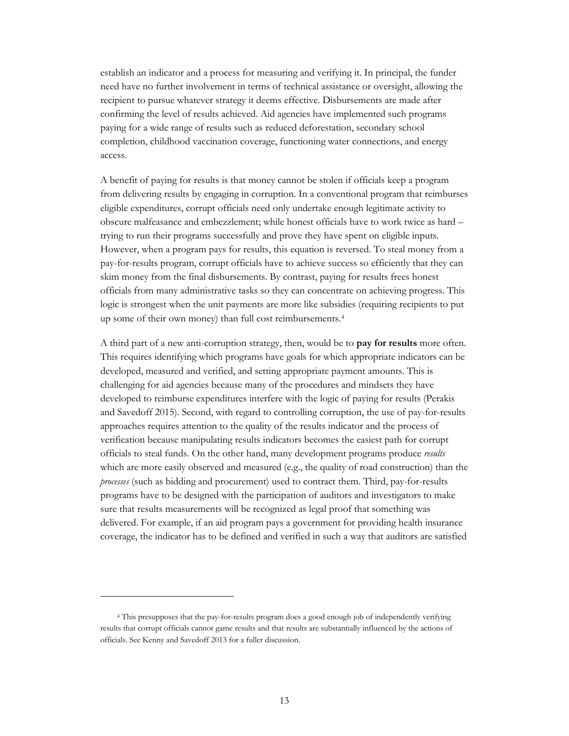establish an indicator and a process for measuring and verifying it. In principal, the funder need have no further involvement in terms of technical assistance or oversight, allowing the recipient to pursue whatever strategy it deems effective. Disbursements are made after confirming the level of results achieved. Aid agencies have implemented such programs paying for a wide range of results such as reduced deforestation, secondary school completion, childhood vaccination coverage, functioning water connections, and energy access.

A benefit of paying for results is that money cannot be stolen if officials keep a program from delivering results by engaging in corruption. In a conventional program that reimburses eligible expenditures, corrupt officials need only undertake enough legitimate activity to obscure malfeasance and embezzlement; while honest officials have to work twice as hard – trying to run their programs successfully and prove they have spent on eligible inputs. However, when a program pays for results, this equation is reversed. To steal money from a pay-for-results program, corrupt officials have to achieve success so efficiently that they can skim money from the final disbursements. By contrast, paying for results frees honest officials from many administrative tasks so they can concentrate on achieving progress. This logic is strongest when the unit payments are more like subsidies (requiring recipients to put up some of their own money) than full cost reimbursements.[4]

A third part of a new anti-corruption strategy, then, would be to **pay for results** more often. This requires identifying which programs have goals for which appropriate indicators can be developed, measured and verified, and setting appropriate payment amounts. This is challenging for aid agencies because many of the procedures and mindsets they have developed to reimburse expenditures interfere with the logic of paying for results (Perakis and Savedoff 2015). Second, with regard to controlling corruption, the use of pay-for-results approaches requires attention to the quality of the results indicator and the process of verification because manipulating results indicators becomes the easiest path for corrupt officials to steal funds. On the other hand, many development programs produce *results* which are more easily observed and measured (e.g., the quality of road construction) than the *processes* (such as bidding and procurement) used to contract them. Third, pay-for-results programs have to be designed with the participation of auditors and investigators to make sure that results measurements will be recognized as legal proof that something was delivered. For example, if an aid program pays a government for providing health insurance coverage, the indicator has to be defined and verified in such a way that auditors are satisfied

[4] This presupposes that the pay-for-results program does a good enough job of independently verifying results that corrupt officials cannot game results and that results are substantially influenced by the actions of officials. See Kenny and Savedoff 2013 for a fuller discussion.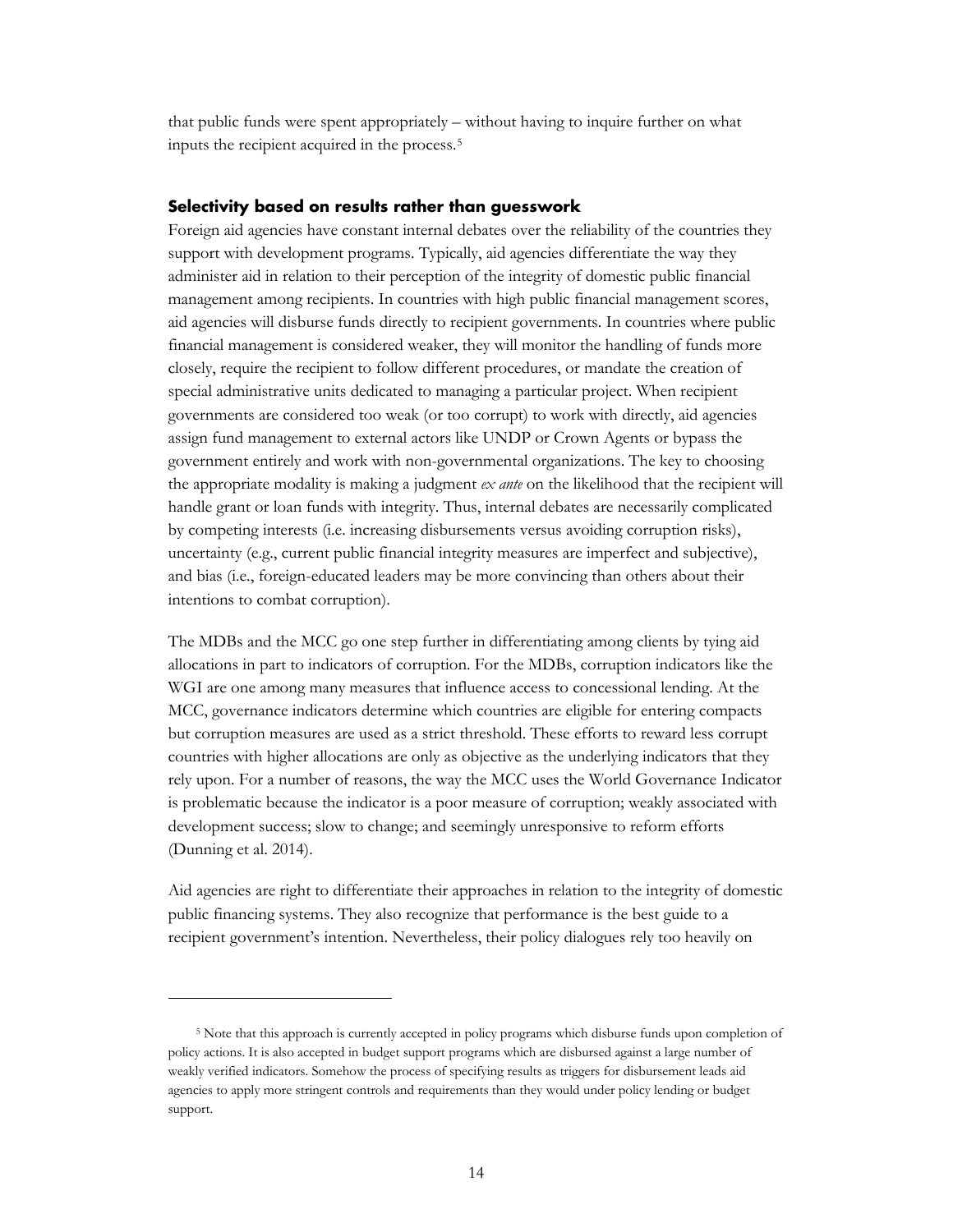that public funds were spent appropriately – without having to inquire further on what inputs the recipient acquired in the process.[5]

### Selectivity based on results rather than guesswork

Foreign aid agencies have constant internal debates over the reliability of the countries they support with development programs. Typically, aid agencies differentiate the way they administer aid in relation to their perception of the integrity of domestic public financial management among recipients. In countries with high public financial management scores, aid agencies will disburse funds directly to recipient governments. In countries where public financial management is considered weaker, they will monitor the handling of funds more closely, require the recipient to follow different procedures, or mandate the creation of special administrative units dedicated to managing a particular project. When recipient governments are considered too weak (or too corrupt) to work with directly, aid agencies assign fund management to external actors like UNDP or Crown Agents or bypass the government entirely and work with non-governmental organizations. The key to choosing the appropriate modality is making a judgment *ex ante* on the likelihood that the recipient will handle grant or loan funds with integrity. Thus, internal debates are necessarily complicated by competing interests (i.e. increasing disbursements versus avoiding corruption risks), uncertainty (e.g., current public financial integrity measures are imperfect and subjective), and bias (i.e., foreign-educated leaders may be more convincing than others about their intentions to combat corruption).

The MDBs and the MCC go one step further in differentiating among clients by tying aid allocations in part to indicators of corruption. For the MDBs, corruption indicators like the WGI are one among many measures that influence access to concessional lending. At the MCC, governance indicators determine which countries are eligible for entering compacts but corruption measures are used as a strict threshold. These efforts to reward less corrupt countries with higher allocations are only as objective as the underlying indicators that they rely upon. For a number of reasons, the way the MCC uses the World Governance Indicator is problematic because the indicator is a poor measure of corruption; weakly associated with development success; slow to change; and seemingly unresponsive to reform efforts (Dunning et al. 2014).

Aid agencies are right to differentiate their approaches in relation to the integrity of domestic public financing systems. They also recognize that performance is the best guide to a recipient government's intention. Nevertheless, their policy dialogues rely too heavily on

---

[5] Note that this approach is currently accepted in policy programs which disburse funds upon completion of policy actions. It is also accepted in budget support programs which are disbursed against a large number of weakly verified indicators. Somehow the process of specifying results as triggers for disbursement leads aid agencies to apply more stringent controls and requirements than they would under policy lending or budget support.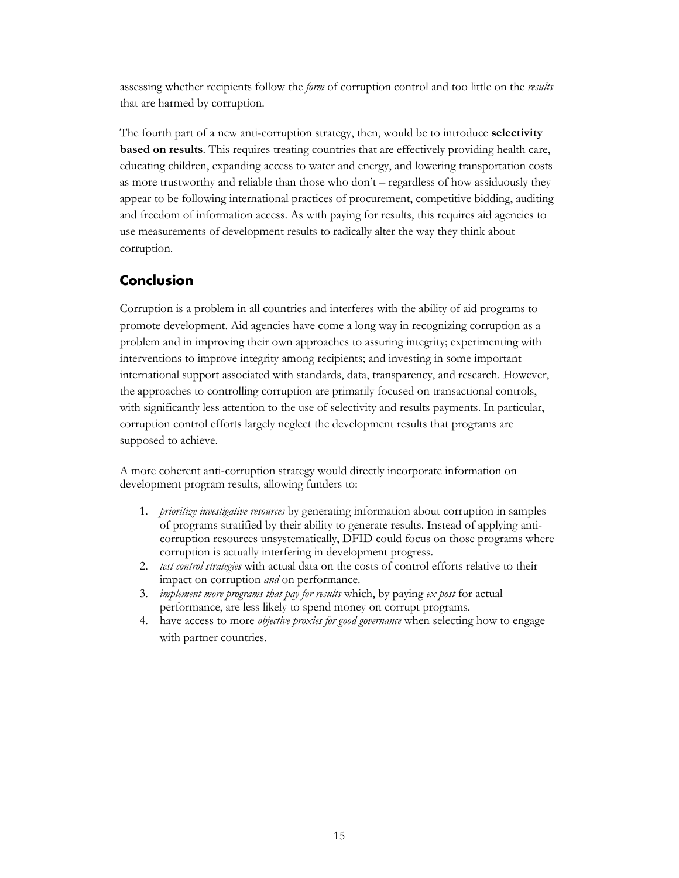assessing whether recipients follow the *form* of corruption control and too little on the *results* that are harmed by corruption.

The fourth part of a new anti-corruption strategy, then, would be to introduce **selectivity based on results**. This requires treating countries that are effectively providing health care, educating children, expanding access to water and energy, and lowering transportation costs as more trustworthy and reliable than those who don't – regardless of how assiduously they appear to be following international practices of procurement, competitive bidding, auditing and freedom of information access. As with paying for results, this requires aid agencies to use measurements of development results to radically alter the way they think about corruption.

## Conclusion

Corruption is a problem in all countries and interferes with the ability of aid programs to promote development. Aid agencies have come a long way in recognizing corruption as a problem and in improving their own approaches to assuring integrity; experimenting with interventions to improve integrity among recipients; and investing in some important international support associated with standards, data, transparency, and research. However, the approaches to controlling corruption are primarily focused on transactional controls, with significantly less attention to the use of selectivity and results payments. In particular, corruption control efforts largely neglect the development results that programs are supposed to achieve.

A more coherent anti-corruption strategy would directly incorporate information on development program results, allowing funders to:

1. *prioritize investigative resources* by generating information about corruption in samples of programs stratified by their ability to generate results. Instead of applying anti-corruption resources unsystematically, DFID could focus on those programs where corruption is actually interfering in development progress.
2. *test control strategies* with actual data on the costs of control efforts relative to their impact on corruption *and* on performance.
3. *implement more programs that pay for results* which, by paying *ex post* for actual performance, are less likely to spend money on corrupt programs.
4. have access to more *objective proxies for good governance* when selecting how to engage with partner countries.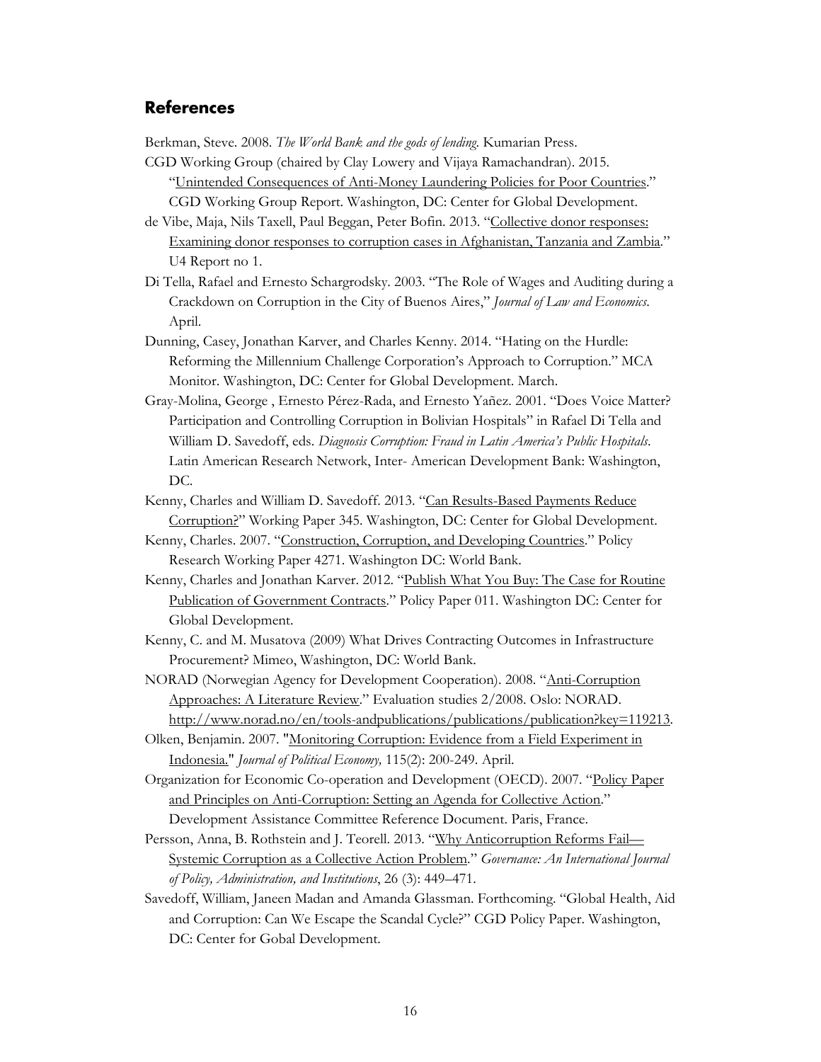## References

Berkman, Steve. 2008. *The World Bank and the gods of lending*. Kumarian Press.

CGD Working Group (chaired by Clay Lowery and Vijaya Ramachandran). 2015. "Unintended Consequences of Anti-Money Laundering Policies for Poor Countries." CGD Working Group Report. Washington, DC: Center for Global Development.

de Vibe, Maja, Nils Taxell, Paul Beggan, Peter Bofin. 2013. "Collective donor responses: Examining donor responses to corruption cases in Afghanistan, Tanzania and Zambia." U4 Report no 1.

Di Tella, Rafael and Ernesto Schargrodsky. 2003. "The Role of Wages and Auditing during a Crackdown on Corruption in the City of Buenos Aires," *Journal of Law and Economics*. April.

Dunning, Casey, Jonathan Karver, and Charles Kenny. 2014. "Hating on the Hurdle: Reforming the Millennium Challenge Corporation's Approach to Corruption." MCA Monitor. Washington, DC: Center for Global Development. March.

Gray-Molina, George , Ernesto Pérez-Rada, and Ernesto Yañez. 2001. "Does Voice Matter? Participation and Controlling Corruption in Bolivian Hospitals" in Rafael Di Tella and William D. Savedoff, eds. *Diagnosis Corruption: Fraud in Latin America's Public Hospitals*. Latin American Research Network, Inter- American Development Bank: Washington, DC.

Kenny, Charles and William D. Savedoff. 2013. "Can Results-Based Payments Reduce Corruption?" Working Paper 345. Washington, DC: Center for Global Development.

Kenny, Charles. 2007. "Construction, Corruption, and Developing Countries." Policy Research Working Paper 4271. Washington DC: World Bank.

Kenny, Charles and Jonathan Karver. 2012. "Publish What You Buy: The Case for Routine Publication of Government Contracts." Policy Paper 011. Washington DC: Center for Global Development.

Kenny, C. and M. Musatova (2009) What Drives Contracting Outcomes in Infrastructure Procurement? Mimeo, Washington, DC: World Bank.

NORAD (Norwegian Agency for Development Cooperation). 2008. "Anti-Corruption Approaches: A Literature Review." Evaluation studies 2/2008. Oslo: NORAD. http://www.norad.no/en/tools-andpublications/publications/publication?key=119213.

Olken, Benjamin. 2007. "Monitoring Corruption: Evidence from a Field Experiment in Indonesia." *Journal of Political Economy,* 115(2): 200-249. April.

Organization for Economic Co-operation and Development (OECD). 2007. "Policy Paper and Principles on Anti-Corruption: Setting an Agenda for Collective Action." Development Assistance Committee Reference Document. Paris, France.

Persson, Anna, B. Rothstein and J. Teorell. 2013. "Why Anticorruption Reforms Fail—Systemic Corruption as a Collective Action Problem." *Governance: An International Journal of Policy, Administration, and Institutions*, 26 (3): 449–471.

Savedoff, William, Janeen Madan and Amanda Glassman. Forthcoming. "Global Health, Aid and Corruption: Can We Escape the Scandal Cycle?" CGD Policy Paper. Washington, DC: Center for Gobal Development.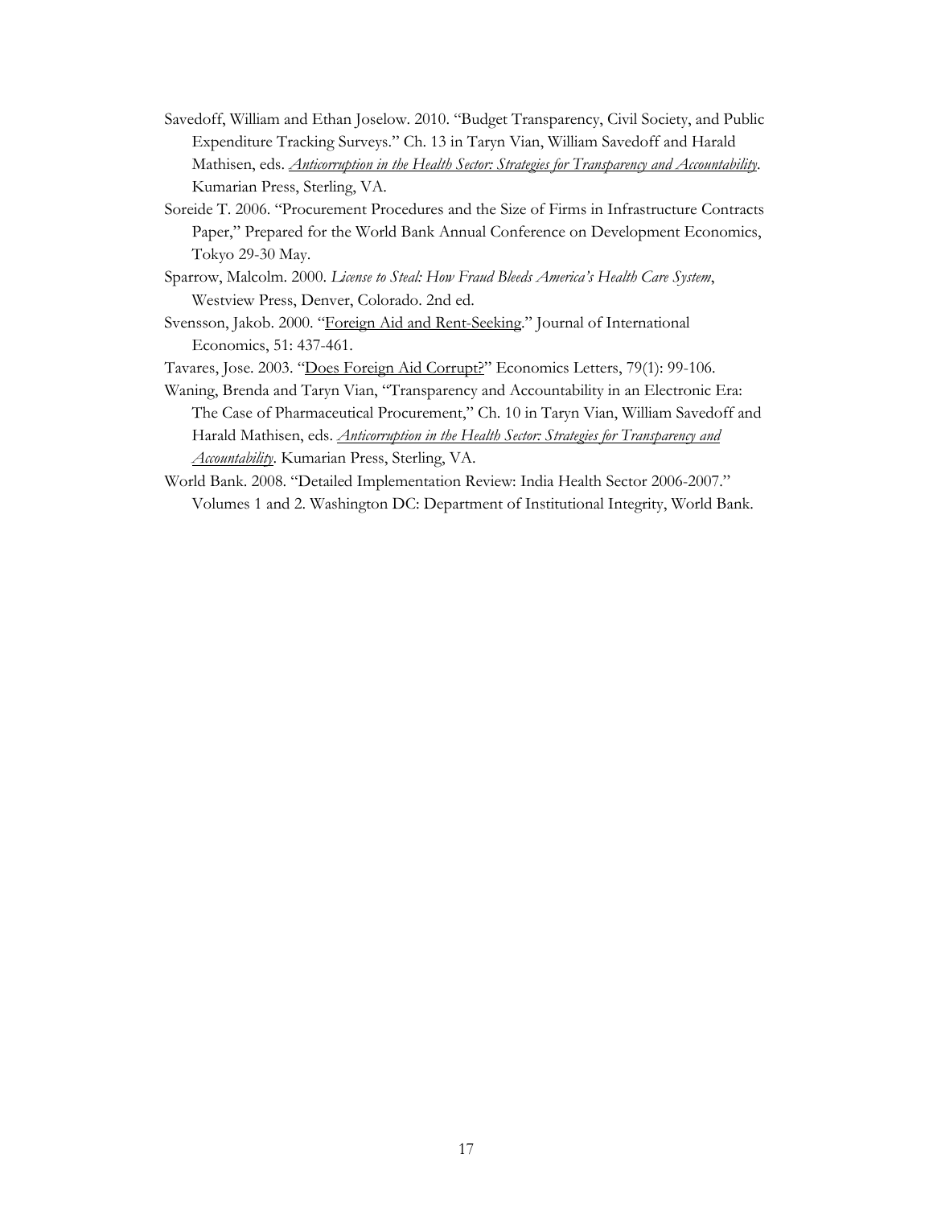Savedoff, William and Ethan Joselow. 2010. "Budget Transparency, Civil Society, and Public Expenditure Tracking Surveys." Ch. 13 in Taryn Vian, William Savedoff and Harald Mathisen, eds. *Anticorruption in the Health Sector: Strategies for Transparency and Accountability*. Kumarian Press, Sterling, VA.

Soreide T. 2006. "Procurement Procedures and the Size of Firms in Infrastructure Contracts Paper," Prepared for the World Bank Annual Conference on Development Economics, Tokyo 29-30 May.

Sparrow, Malcolm. 2000. *License to Steal: How Fraud Bleeds America's Health Care System*, Westview Press, Denver, Colorado. 2nd ed.

Svensson, Jakob. 2000. "Foreign Aid and Rent-Seeking." Journal of International Economics, 51: 437-461.

Tavares, Jose. 2003. "Does Foreign Aid Corrupt?" Economics Letters, 79(1): 99-106.

Waning, Brenda and Taryn Vian, "Transparency and Accountability in an Electronic Era: The Case of Pharmaceutical Procurement," Ch. 10 in Taryn Vian, William Savedoff and Harald Mathisen, eds. *Anticorruption in the Health Sector: Strategies for Transparency and Accountability*. Kumarian Press, Sterling, VA.

World Bank. 2008. "Detailed Implementation Review: India Health Sector 2006-2007." Volumes 1 and 2. Washington DC: Department of Institutional Integrity, World Bank.